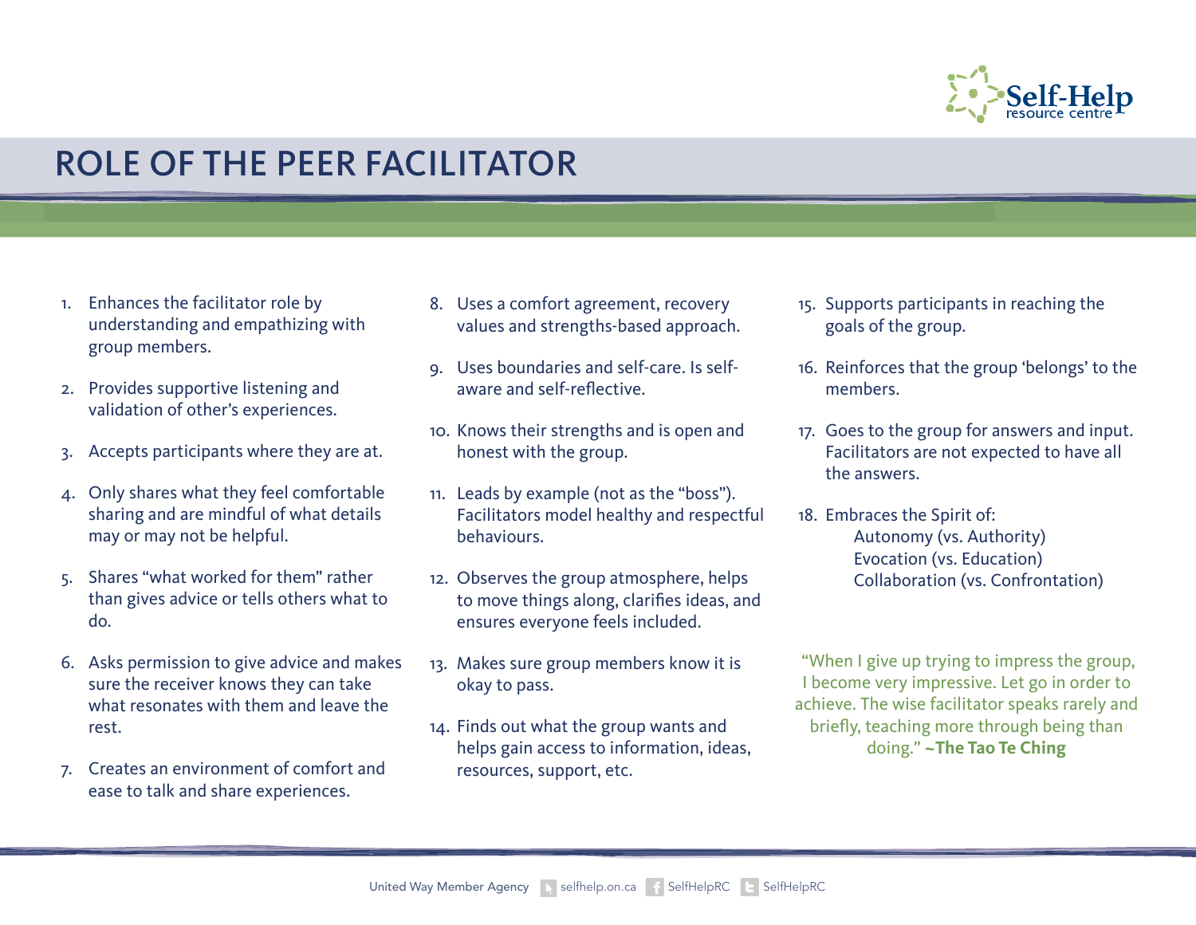# ROLE OF THE PEER FACILITATOR

1. Enhances the facilitator role by understanding and empathizing with group members.
2. Provides supportive listening and validation of other's experiences.
3. Accepts participants where they are at.
4. Only shares what they feel comfortable sharing and are mindful of what details may or may not be helpful.
5. Shares "what worked for them" rather than gives advice or tells others what to do.
6. Asks permission to give advice and makes sure the receiver knows they can take what resonates with them and leave the rest.
7. Creates an environment of comfort and ease to talk and share experiences.
8. Uses a comfort agreement, recovery values and strengths-based approach.
9. Uses boundaries and self-care. Is self-aware and self-reflective.
10. Knows their strengths and is open and honest with the group.
11. Leads by example (not as the "boss"). Facilitators model healthy and respectful behaviours.
12. Observes the group atmosphere, helps to move things along, clarifies ideas, and ensures everyone feels included.
13. Makes sure group members know it is okay to pass.
14. Finds out what the group wants and helps gain access to information, ideas, resources, support, etc.
15. Supports participants in reaching the goals of the group.
16. Reinforces that the group 'belongs' to the members.
17. Goes to the group for answers and input. Facilitators are not expected to have all the answers.
18. Embraces the Spirit of:
    - Autonomy (vs. Authority)
    - Evocation (vs. Education)
    - Collaboration (vs. Confrontation)

"When I give up trying to impress the group, I become very impressive. Let go in order to achieve. The wise facilitator speaks rarely and briefly, teaching more through being than doing." **~The Tao Te Ching**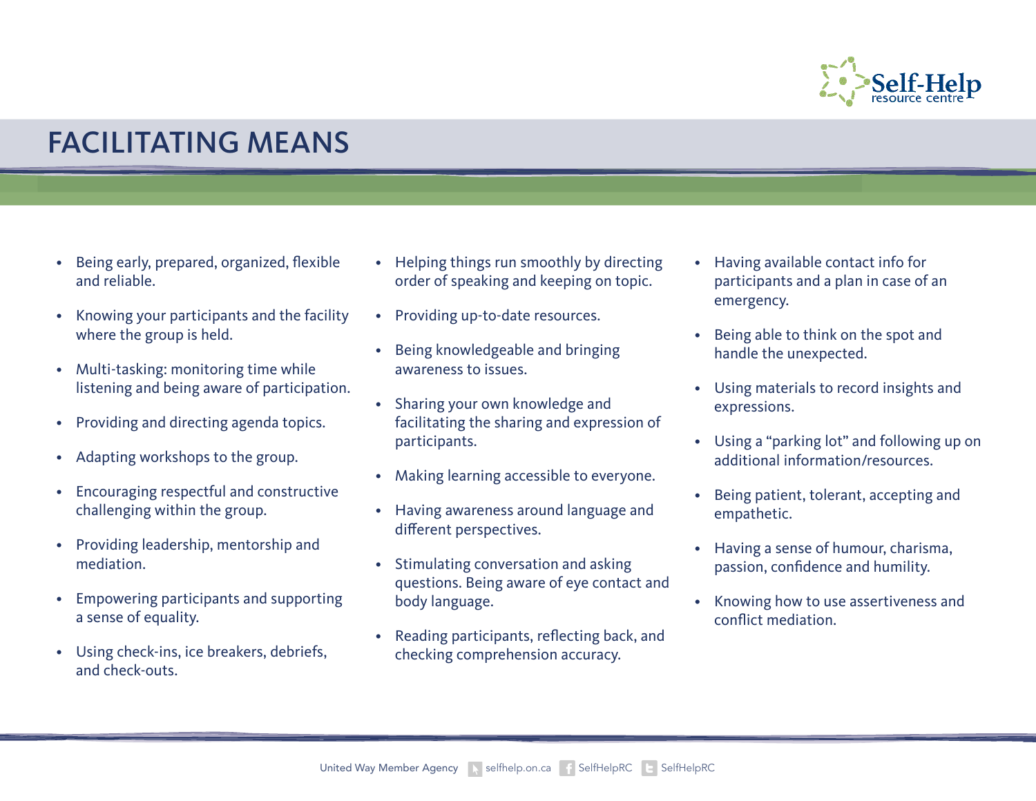# FACILITATING MEANS

- Being early, prepared, organized, flexible and reliable.
- Knowing your participants and the facility where the group is held.
- Multi-tasking: monitoring time while listening and being aware of participation.
- Providing and directing agenda topics.
- Adapting workshops to the group.
- Encouraging respectful and constructive challenging within the group.
- Providing leadership, mentorship and mediation.
- Empowering participants and supporting a sense of equality.
- Using check-ins, ice breakers, debriefs, and check-outs.
- Helping things run smoothly by directing order of speaking and keeping on topic.
- Providing up-to-date resources.
- Being knowledgeable and bringing awareness to issues.
- Sharing your own knowledge and facilitating the sharing and expression of participants.
- Making learning accessible to everyone.
- Having awareness around language and different perspectives.
- Stimulating conversation and asking questions. Being aware of eye contact and body language.
- Reading participants, reflecting back, and checking comprehension accuracy.
- Having available contact info for participants and a plan in case of an emergency.
- Being able to think on the spot and handle the unexpected.
- Using materials to record insights and expressions.
- Using a "parking lot" and following up on additional information/resources.
- Being patient, tolerant, accepting and empathetic.
- Having a sense of humour, charisma, passion, confidence and humility.
- Knowing how to use assertiveness and conflict mediation.